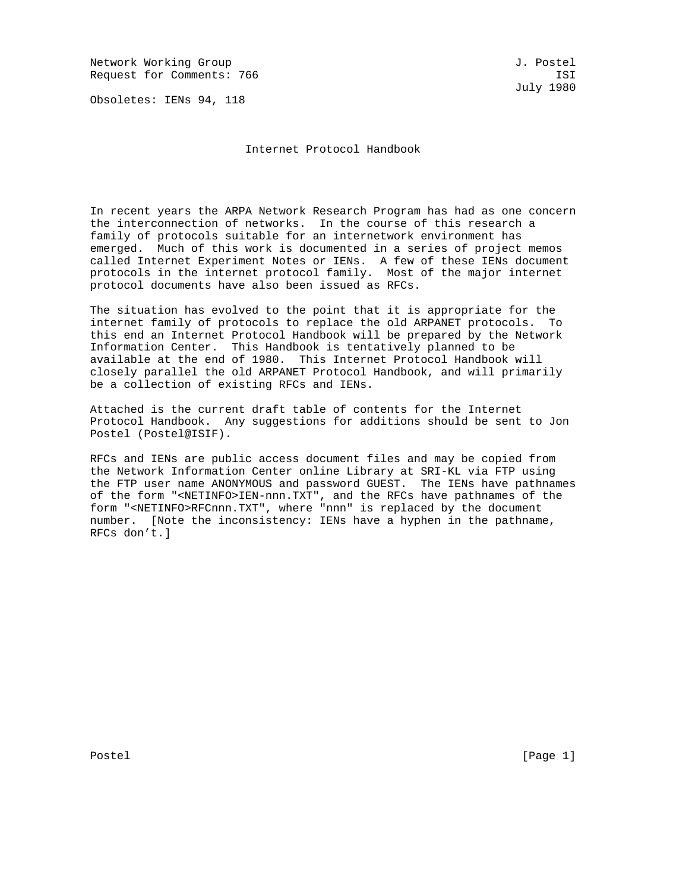Network Working Group J. Postel
Request for Comments: 766 ISI
July 1980

Obsoletes: IENs 94, 118

# Internet Protocol Handbook

In recent years the ARPA Network Research Program has had as one concern the interconnection of networks. In the course of this research a family of protocols suitable for an internetwork environment has emerged. Much of this work is documented in a series of project memos called Internet Experiment Notes or IENs. A few of these IENs document protocols in the internet protocol family. Most of the major internet protocol documents have also been issued as RFCs.

The situation has evolved to the point that it is appropriate for the internet family of protocols to replace the old ARPANET protocols. To this end an Internet Protocol Handbook will be prepared by the Network Information Center. This Handbook is tentatively planned to be available at the end of 1980. This Internet Protocol Handbook will closely parallel the old ARPANET Protocol Handbook, and will primarily be a collection of existing RFCs and IENs.

Attached is the current draft table of contents for the Internet Protocol Handbook. Any suggestions for additions should be sent to Jon Postel (Postel@ISIF).

RFCs and IENs are public access document files and may be copied from the Network Information Center online Library at SRI-KL via FTP using the FTP user name ANONYMOUS and password GUEST. The IENs have pathnames of the form "<NETINFO>IEN-nnn.TXT", and the RFCs have pathnames of the form "<NETINFO>RFCnnn.TXT", where "nnn" is replaced by the document number. [Note the inconsistency: IENs have a hyphen in the pathname, RFCs don't.]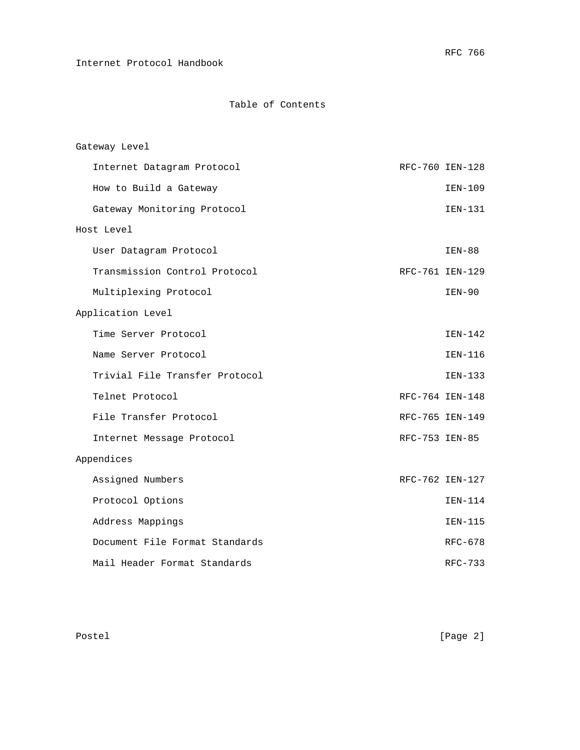## Table of Contents

| | |
|---|---|
| **Gateway Level** | |
| Internet Datagram Protocol | RFC-760 IEN-128 |
| How to Build a Gateway | IEN-109 |
| Gateway Monitoring Protocol | IEN-131 |
| **Host Level** | |
| User Datagram Protocol | IEN-88 |
| Transmission Control Protocol | RFC-761 IEN-129 |
| Multiplexing Protocol | IEN-90 |
| **Application Level** | |
| Time Server Protocol | IEN-142 |
| Name Server Protocol | IEN-116 |
| Trivial File Transfer Protocol | IEN-133 |
| Telnet Protocol | RFC-764 IEN-148 |
| File Transfer Protocol | RFC-765 IEN-149 |
| Internet Message Protocol | RFC-753 IEN-85 |
| **Appendices** | |
| Assigned Numbers | RFC-762 IEN-127 |
| Protocol Options | IEN-114 |
| Address Mappings | IEN-115 |
| Document File Format Standards | RFC-678 |
| Mail Header Format Standards | RFC-733 |